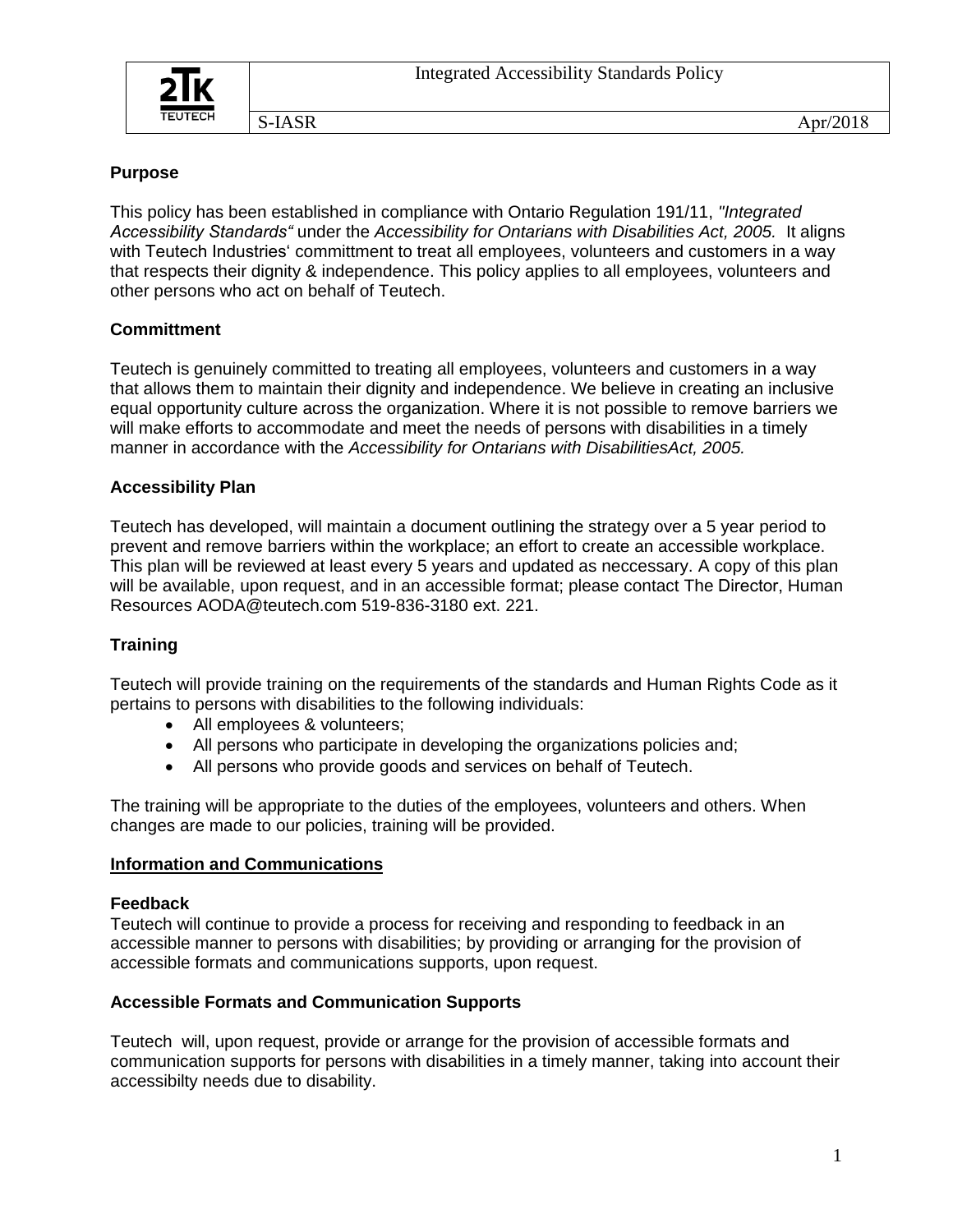# Integrated Accessibility Standards Policy

S-IASR Apr/2018

## Purpose

This policy has been established in compliance with Ontario Regulation 191/11, *"Integrated Accessibility Standards"* under the *Accessibility for Ontarians with Disabilities Act, 2005.* It aligns with Teutech Industries' committment to treat all employees, volunteers and customers in a way that respects their dignity & independence. This policy applies to all employees, volunteers and other persons who act on behalf of Teutech.

## Committment

Teutech is genuinely committed to treating all employees, volunteers and customers in a way that allows them to maintain their dignity and independence. We believe in creating an inclusive equal opportunity culture across the organization. Where it is not possible to remove barriers we will make efforts to accommodate and meet the needs of persons with disabilities in a timely manner in accordance with the *Accessibility for Ontarians with DisabilitiesAct, 2005.*

## Accessibility Plan

Teutech has developed, will maintain a document outlining the strategy over a 5 year period to prevent and remove barriers within the workplace; an effort to create an accessible workplace. This plan will be reviewed at least every 5 years and updated as neccessary. A copy of this plan will be available, upon request, and in an accessible format; please contact The Director, Human Resources AODA@teutech.com 519-836-3180 ext. 221.

## Training

Teutech will provide training on the requirements of the standards and Human Rights Code as it pertains to persons with disabilities to the following individuals:

- All employees & volunteers;
- All persons who participate in developing the organizations policies and;
- All persons who provide goods and services on behalf of Teutech.

The training will be appropriate to the duties of the employees, volunteers and others. When changes are made to our policies, training will be provided.

## Information and Communications

### Feedback

Teutech will continue to provide a process for receiving and responding to feedback in an accessible manner to persons with disabilities; by providing or arranging for the provision of accessible formats and communications supports, upon request.

### Accessible Formats and Communication Supports

Teutech will, upon request, provide or arrange for the provision of accessible formats and communication supports for persons with disabilities in a timely manner, taking into account their accessibilty needs due to disability.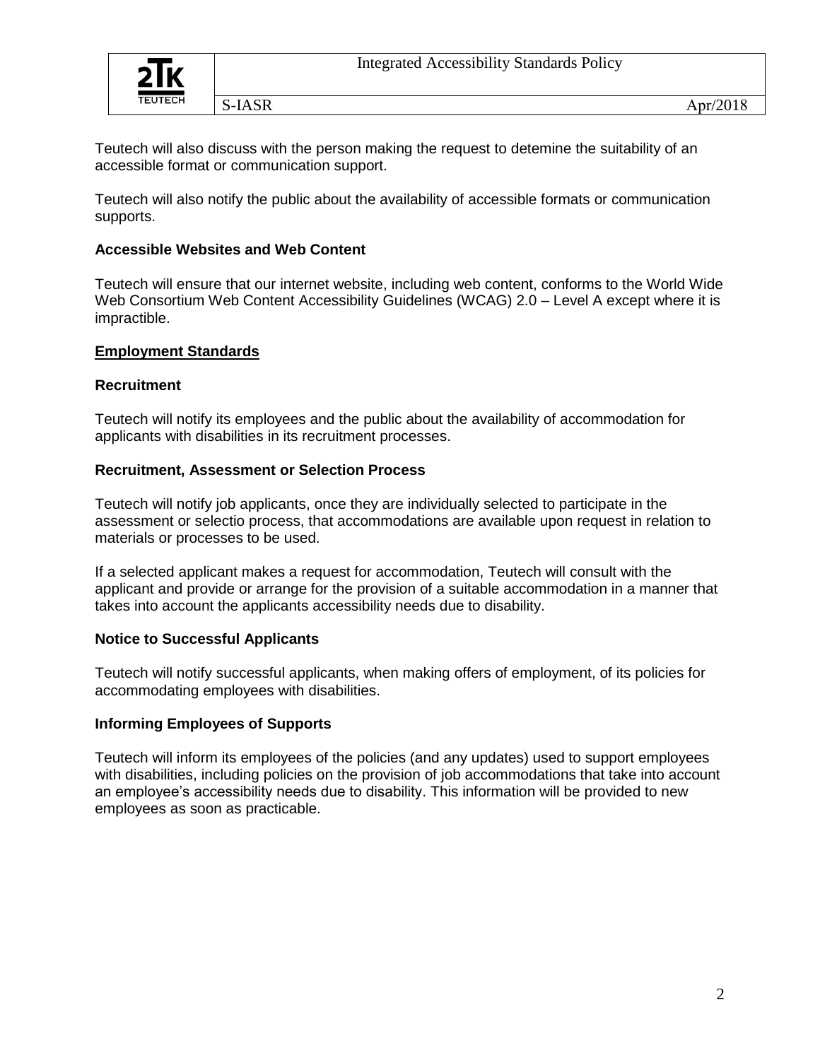Teutech will also discuss with the person making the request to detemine the suitability of an accessible format or communication support.

Teutech will also notify the public about the availability of accessible formats or communication supports.

### Accessible Websites and Web Content

Teutech will ensure that our internet website, including web content, conforms to the World Wide Web Consortium Web Content Accessibility Guidelines (WCAG) 2.0 – Level A except where it is impractible.

## Employment Standards

### Recruitment

Teutech will notify its employees and the public about the availability of accommodation for applicants with disabilities in its recruitment processes.

### Recruitment, Assessment or Selection Process

Teutech will notify job applicants, once they are individually selected to participate in the assessment or selectio process, that accommodations are available upon request in relation to materials or processes to be used.

If a selected applicant makes a request for accommodation, Teutech will consult with the applicant and provide or arrange for the provision of a suitable accommodation in a manner that takes into account the applicants accessibility needs due to disability.

### Notice to Successful Applicants

Teutech will notify successful applicants, when making offers of employment, of its policies for accommodating employees with disabilities.

### Informing Employees of Supports

Teutech will inform its employees of the policies (and any updates) used to support employees with disabilities, including policies on the provision of job accommodations that take into account an employee's accessibility needs due to disability. This information will be provided to new employees as soon as practicable.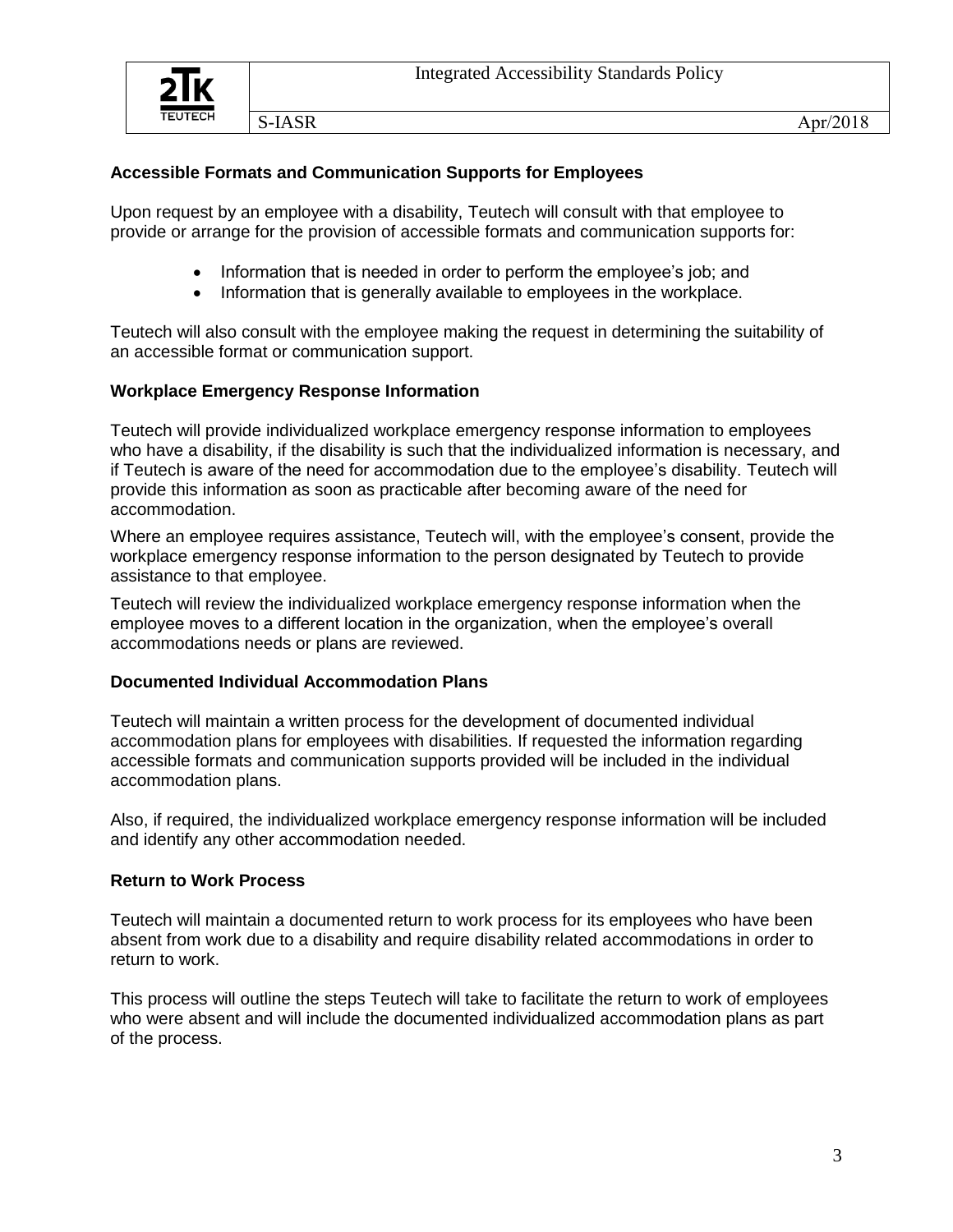## Accessible Formats and Communication Supports for Employees

Upon request by an employee with a disability, Teutech will consult with that employee to provide or arrange for the provision of accessible formats and communication supports for:

- Information that is needed in order to perform the employee's job; and
- Information that is generally available to employees in the workplace.

Teutech will also consult with the employee making the request in determining the suitability of an accessible format or communication support.

## Workplace Emergency Response Information

Teutech will provide individualized workplace emergency response information to employees who have a disability, if the disability is such that the individualized information is necessary, and if Teutech is aware of the need for accommodation due to the employee's disability. Teutech will provide this information as soon as practicable after becoming aware of the need for accommodation.

Where an employee requires assistance, Teutech will, with the employee's consent, provide the workplace emergency response information to the person designated by Teutech to provide assistance to that employee.

Teutech will review the individualized workplace emergency response information when the employee moves to a different location in the organization, when the employee's overall accommodations needs or plans are reviewed.

## Documented Individual Accommodation Plans

Teutech will maintain a written process for the development of documented individual accommodation plans for employees with disabilities. If requested the information regarding accessible formats and communication supports provided will be included in the individual accommodation plans.

Also, if required, the individualized workplace emergency response information will be included and identify any other accommodation needed.

## Return to Work Process

Teutech will maintain a documented return to work process for its employees who have been absent from work due to a disability and require disability related accommodations in order to return to work.

This process will outline the steps Teutech will take to facilitate the return to work of employees who were absent and will include the documented individualized accommodation plans as part of the process.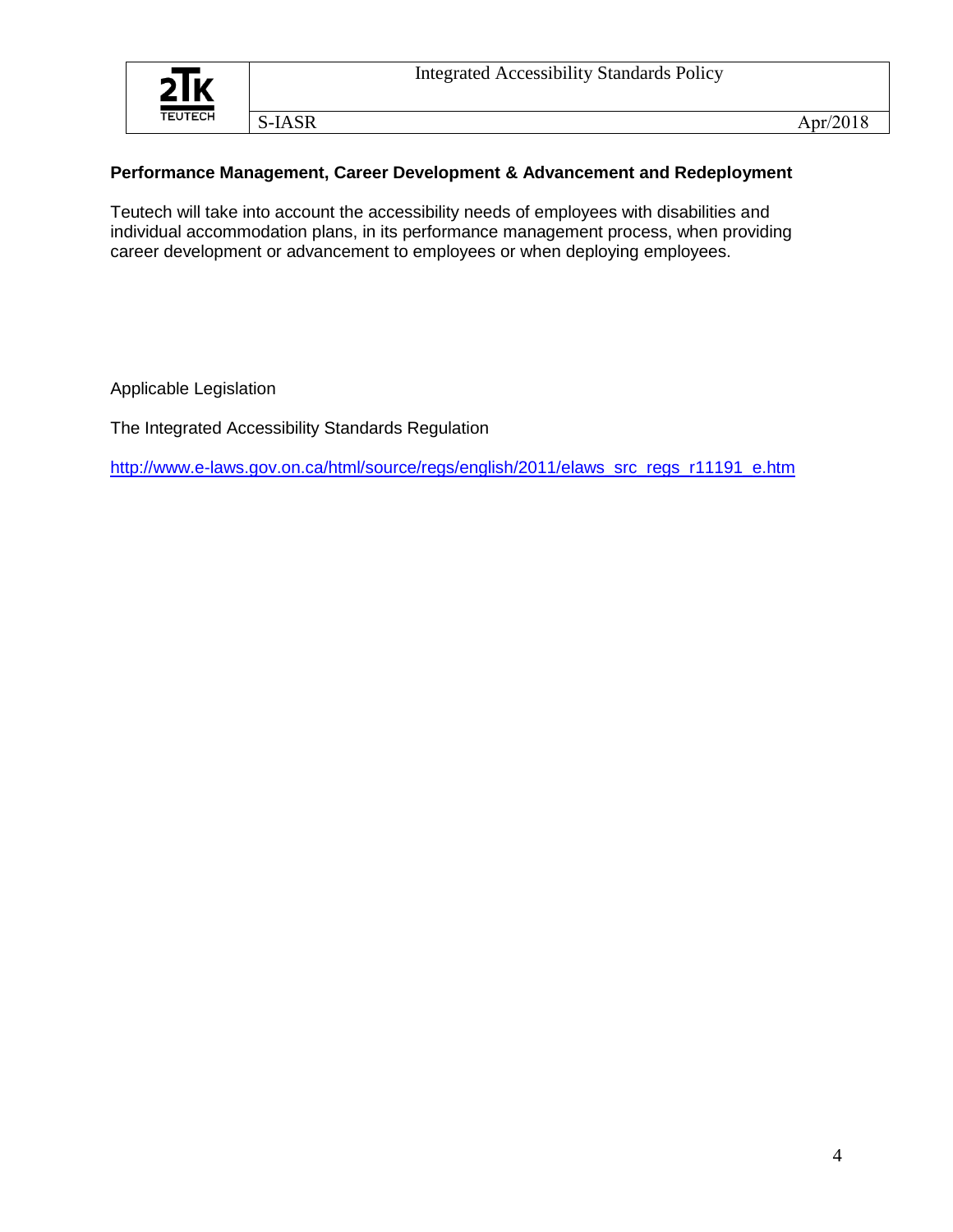**Performance Management, Career Development & Advancement and Redeployment**

Teutech will take into account the accessibility needs of employees with disabilities and individual accommodation plans, in its performance management process, when providing career development or advancement to employees or when deploying employees.

Applicable Legislation

The Integrated Accessibility Standards Regulation

http://www.e-laws.gov.on.ca/html/source/regs/english/2011/elaws_src_regs_r11191_e.htm